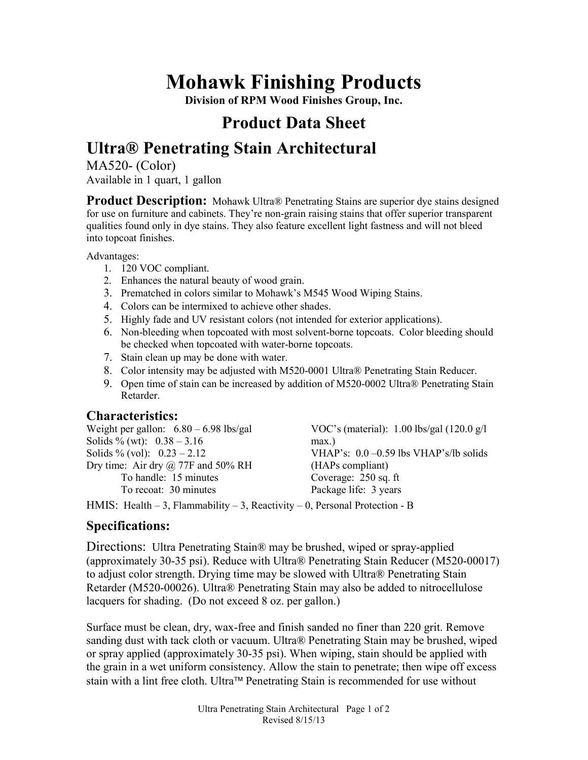# Mohawk Finishing Products

**Division of RPM Wood Finishes Group, Inc.**

## Product Data Sheet

## Ultra® Penetrating Stain Architectural

MA520- (Color)

Available in 1 quart, 1 gallon

**Product Description:** Mohawk Ultra® Penetrating Stains are superior dye stains designed for use on furniture and cabinets. They're non-grain raising stains that offer superior transparent qualities found only in dye stains. They also feature excellent light fastness and will not bleed into topcoat finishes.

Advantages:

1. 120 VOC compliant.
2. Enhances the natural beauty of wood grain.
3. Prematched in colors similar to Mohawk's M545 Wood Wiping Stains.
4. Colors can be intermixed to achieve other shades.
5. Highly fade and UV resistant colors (not intended for exterior applications).
6. Non-bleeding when topcoated with most solvent-borne topcoats. Color bleeding should be checked when topcoated with water-borne topcoats.
7. Stain clean up may be done with water.
8. Color intensity may be adjusted with M520-0001 Ultra® Penetrating Stain Reducer.
9. Open time of stain can be increased by addition of M520-0002 Ultra® Penetrating Stain Retarder.

### Characteristics:

Weight per gallon: 6.80 – 6.98 lbs/gal
Solids % (wt): 0.38 – 3.16
Solids % (vol): 0.23 – 2.12
Dry time: Air dry @ 77F and 50% RH
- To handle: 15 minutes
- To recoat: 30 minutes

VOC's (material): 1.00 lbs/gal (120.0 g/l max.)
VHAP's: 0.0 –0.59 lbs VHAP's/lb solids (HAPs compliant)
Coverage: 250 sq. ft
Package life: 3 years

HMIS: Health – 3, Flammability – 3, Reactivity – 0, Personal Protection - B

### Specifications:

Directions: Ultra Penetrating Stain® may be brushed, wiped or spray-applied (approximately 30-35 psi). Reduce with Ultra® Penetrating Stain Reducer (M520-00017) to adjust color strength. Drying time may be slowed with Ultra® Penetrating Stain Retarder (M520-00026). Ultra® Penetrating Stain may also be added to nitrocellulose lacquers for shading. (Do not exceed 8 oz. per gallon.)

Surface must be clean, dry, wax-free and finish sanded no finer than 220 grit. Remove sanding dust with tack cloth or vacuum. Ultra® Penetrating Stain may be brushed, wiped or spray applied (approximately 30-35 psi). When wiping, stain should be applied with the grain in a wet uniform consistency. Allow the stain to penetrate; then wipe off excess stain with a lint free cloth. Ultra™ Penetrating Stain is recommended for use without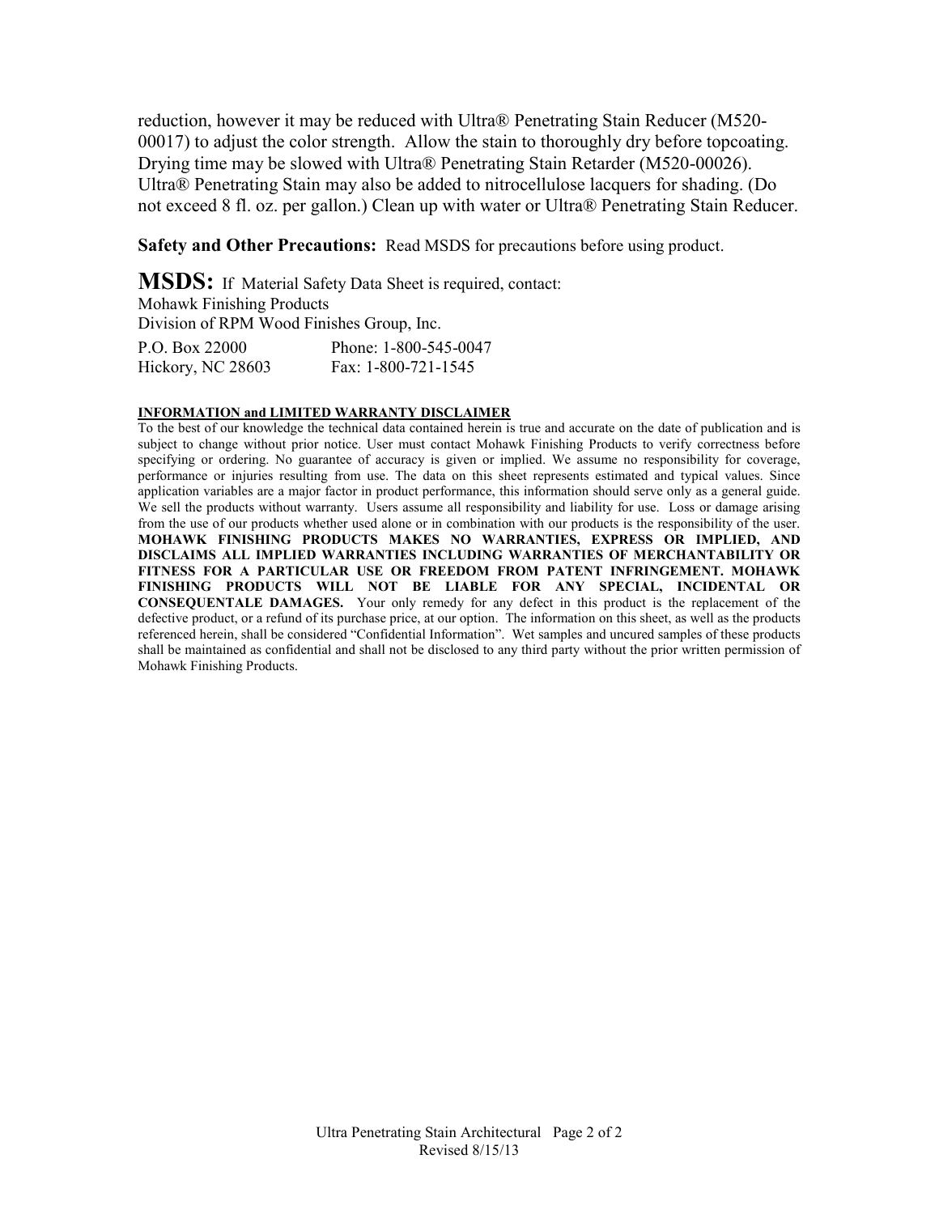reduction, however it may be reduced with Ultra® Penetrating Stain Reducer (M520-00017) to adjust the color strength. Allow the stain to thoroughly dry before topcoating. Drying time may be slowed with Ultra® Penetrating Stain Retarder (M520-00026). Ultra® Penetrating Stain may also be added to nitrocellulose lacquers for shading. (Do not exceed 8 fl. oz. per gallon.) Clean up with water or Ultra® Penetrating Stain Reducer.

**Safety and Other Precautions:** Read MSDS for precautions before using product.

**MSDS:** If Material Safety Data Sheet is required, contact:
Mohawk Finishing Products
Division of RPM Wood Finishes Group, Inc.

| | |
|---|---|
| P.O. Box 22000 | Phone: 1-800-545-0047 |
| Hickory, NC 28603 | Fax: 1-800-721-1545 |

**INFORMATION and LIMITED WARRANTY DISCLAIMER**

To the best of our knowledge the technical data contained herein is true and accurate on the date of publication and is subject to change without prior notice. User must contact Mohawk Finishing Products to verify correctness before specifying or ordering. No guarantee of accuracy is given or implied. We assume no responsibility for coverage, performance or injuries resulting from use. The data on this sheet represents estimated and typical values. Since application variables are a major factor in product performance, this information should serve only as a general guide. We sell the products without warranty. Users assume all responsibility and liability for use. Loss or damage arising from the use of our products whether used alone or in combination with our products is the responsibility of the user. **MOHAWK FINISHING PRODUCTS MAKES NO WARRANTIES, EXPRESS OR IMPLIED, AND DISCLAIMS ALL IMPLIED WARRANTIES INCLUDING WARRANTIES OF MERCHANTABILITY OR FITNESS FOR A PARTICULAR USE OR FREEDOM FROM PATENT INFRINGEMENT. MOHAWK FINISHING PRODUCTS WILL NOT BE LIABLE FOR ANY SPECIAL, INCIDENTAL OR CONSEQUENTALE DAMAGES.** Your only remedy for any defect in this product is the replacement of the defective product, or a refund of its purchase price, at our option. The information on this sheet, as well as the products referenced herein, shall be considered "Confidential Information". Wet samples and uncured samples of these products shall be maintained as confidential and shall not be disclosed to any third party without the prior written permission of Mohawk Finishing Products.